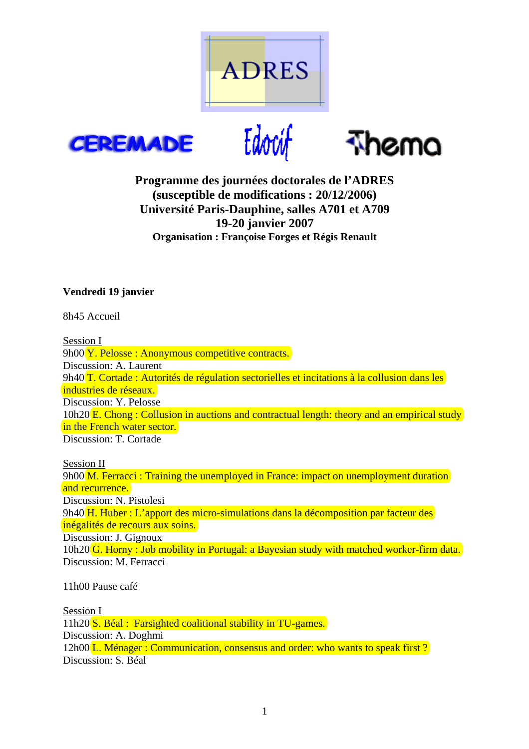ADRES

CEREMADE Edocif Thema

**Programme des journées doctorales de l'ADRES**
**(susceptible de modifications : 20/12/2006)**
**Université Paris-Dauphine, salles A701 et A709**
**19-20 janvier 2007**
**Organisation : Françoise Forges et Régis Renault**

**Vendredi 19 janvier**

8h45 Accueil

<u>Session I</u>
9h00 Y. Pelosse : Anonymous competitive contracts.
Discussion: A. Laurent
9h40 T. Cortade : Autorités de régulation sectorielles et incitations à la collusion dans les industries de réseaux.
Discussion: Y. Pelosse
10h20 E. Chong : Collusion in auctions and contractual length: theory and an empirical study in the French water sector.
Discussion: T. Cortade

<u>Session II</u>
9h00 M. Ferracci : Training the unemployed in France: impact on unemployment duration and recurrence.
Discussion: N. Pistolesi
9h40 H. Huber : L'apport des micro-simulations dans la décomposition par facteur des inégalités de recours aux soins.
Discussion: J. Gignoux
10h20 G. Horny : Job mobility in Portugal: a Bayesian study with matched worker-firm data.
Discussion: M. Ferracci

11h00 Pause café

<u>Session I</u>
11h20 S. Béal : Farsighted coalitional stability in TU-games.
Discussion: A. Doghmi
12h00 L. Ménager : Communication, consensus and order: who wants to speak first ?
Discussion: S. Béal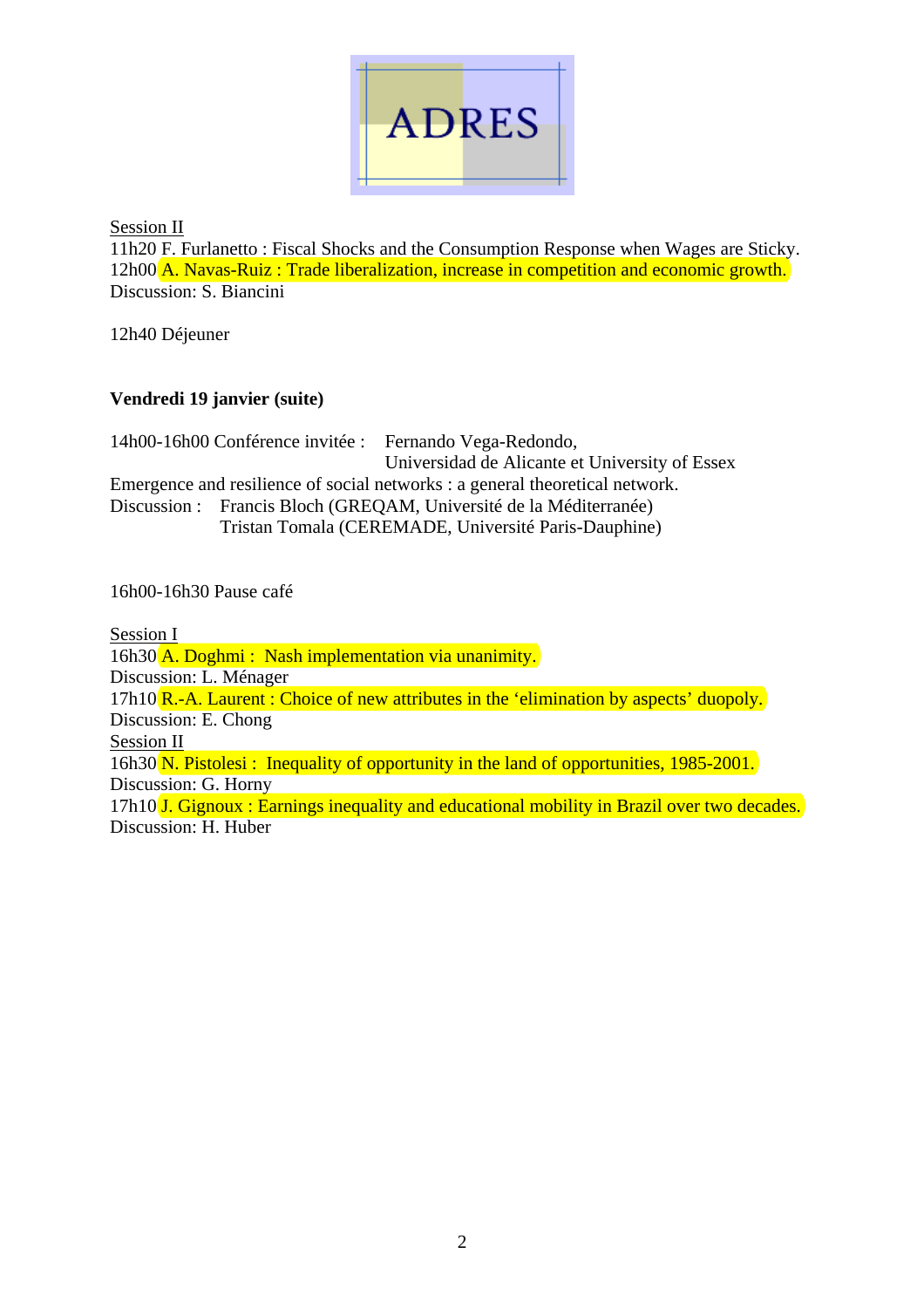Session II
11h20 F. Furlanetto : Fiscal Shocks and the Consumption Response when Wages are Sticky.
12h00 A. Navas-Ruiz : Trade liberalization, increase in competition and economic growth.
Discussion: S. Biancini

12h40 Déjeuner

**Vendredi 19 janvier (suite)**

14h00-16h00 Conférence invitée : Fernando Vega-Redondo,
Universidad de Alicante et University of Essex
Emergence and resilience of social networks : a general theoretical network.
Discussion : Francis Bloch (GREQAM, Université de la Méditerranée)
Tristan Tomala (CEREMADE, Université Paris-Dauphine)

16h00-16h30 Pause café

Session I
16h30 A. Doghmi : Nash implementation via unanimity.
Discussion: L. Ménager
17h10 R.-A. Laurent : Choice of new attributes in the 'elimination by aspects' duopoly.
Discussion: E. Chong
Session II
16h30 N. Pistolesi : Inequality of opportunity in the land of opportunities, 1985-2001.
Discussion: G. Horny
17h10 J. Gignoux : Earnings inequality and educational mobility in Brazil over two decades.
Discussion: H. Huber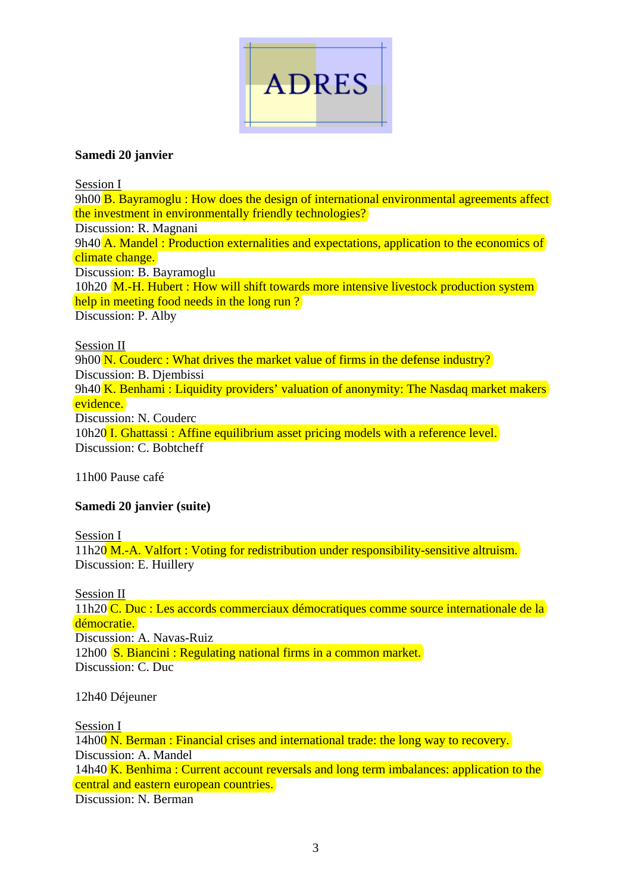ADRES

**Samedi 20 janvier**

Session I
9h00 B. Bayramoglu : How does the design of international environmental agreements affect the investment in environmentally friendly technologies?
Discussion: R. Magnani
9h40 A. Mandel : Production externalities and expectations, application to the economics of climate change.
Discussion: B. Bayramoglu
10h20 M.-H. Hubert : How will shift towards more intensive livestock production system help in meeting food needs in the long run ?
Discussion: P. Alby

Session II
9h00 N. Couderc : What drives the market value of firms in the defense industry?
Discussion: B. Djembissi
9h40 K. Benhami : Liquidity providers' valuation of anonymity: The Nasdaq market makers evidence.
Discussion: N. Couderc
10h20 I. Ghattassi : Affine equilibrium asset pricing models with a reference level.
Discussion: C. Bobtcheff

11h00 Pause café

**Samedi 20 janvier (suite)**

Session I
11h20 M.-A. Valfort : Voting for redistribution under responsibility-sensitive altruism.
Discussion: E. Huillery

Session II
11h20 C. Duc : Les accords commerciaux démocratiques comme source internationale de la démocratie.
Discussion: A. Navas-Ruiz
12h00 S. Biancini : Regulating national firms in a common market.
Discussion: C. Duc

12h40 Déjeuner

Session I
14h00 N. Berman : Financial crises and international trade: the long way to recovery.
Discussion: A. Mandel
14h40 K. Benhima : Current account reversals and long term imbalances: application to the central and eastern european countries.
Discussion: N. Berman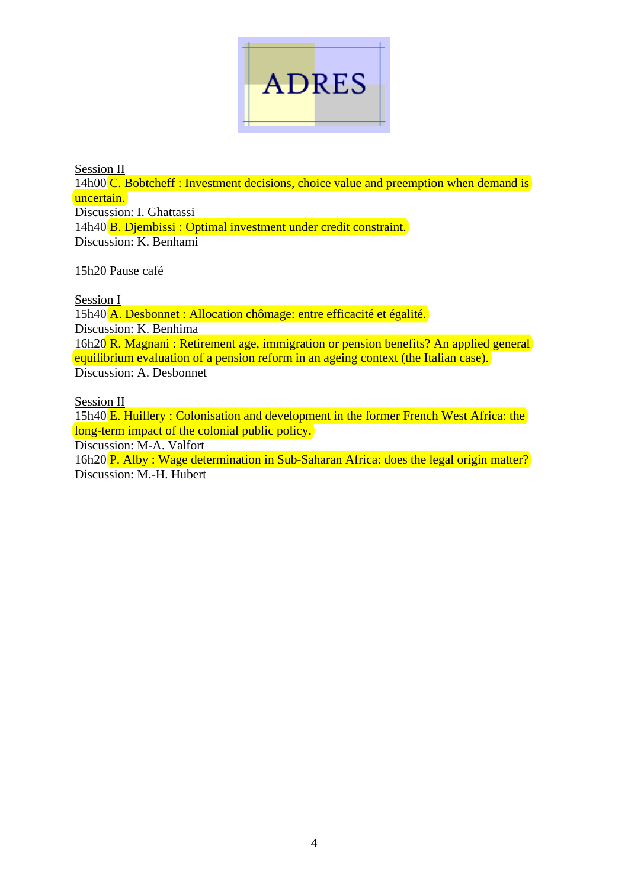ADRES

Session II

14h00 C. Bobtcheff : Investment decisions, choice value and preemption when demand is uncertain.

Discussion: I. Ghattassi

14h40 B. Djembissi : Optimal investment under credit constraint.

Discussion: K. Benhami

15h20 Pause café

Session I

15h40 A. Desbonnet : Allocation chômage: entre efficacité et égalité.

Discussion: K. Benhima

16h20 R. Magnani : Retirement age, immigration or pension benefits? An applied general equilibrium evaluation of a pension reform in an ageing context (the Italian case).

Discussion: A. Desbonnet

Session II

15h40 E. Huillery : Colonisation and development in the former French West Africa: the long-term impact of the colonial public policy.

Discussion: M-A. Valfort

16h20 P. Alby : Wage determination in Sub-Saharan Africa: does the legal origin matter?

Discussion: M.-H. Hubert